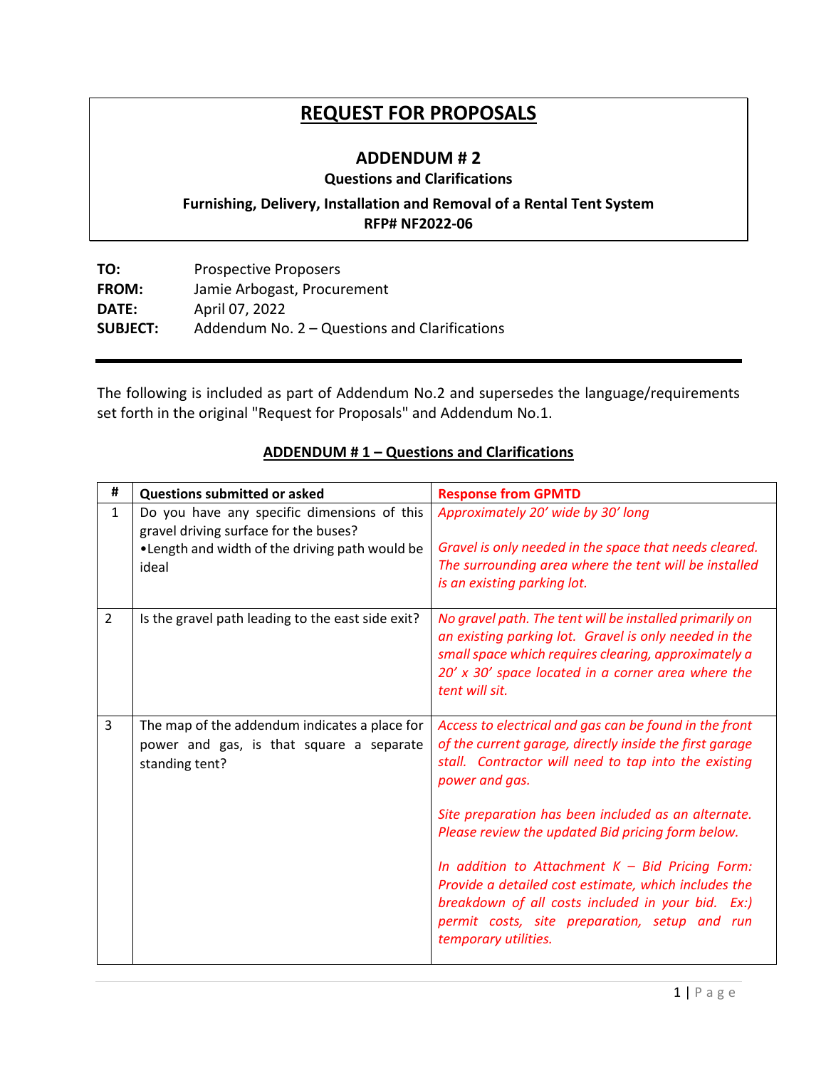# REQUEST FOR PROPOSALS

## ADDENDUM # 2

**Questions and Clarifications**

**Furnishing, Delivery, Installation and Removal of a Rental Tent System**
**RFP# NF2022-06**

**TO:** Prospective Proposers
**FROM:** Jamie Arbogast, Procurement
**DATE:** April 07, 2022
**SUBJECT:** Addendum No. 2 – Questions and Clarifications

---

The following is included as part of Addendum No.2 and supersedes the language/requirements set forth in the original "Request for Proposals" and Addendum No.1.

### ADDENDUM # 1 – Questions and Clarifications

| # | Questions submitted or asked | Response from GPMTD |
|---|---|---|
| 1 | Do you have any specific dimensions of this gravel driving surface for the buses?<br>•Length and width of the driving path would be ideal | *Approximately 20' wide by 30' long*<br><br>*Gravel is only needed in the space that needs cleared. The surrounding area where the tent will be installed is an existing parking lot.* |
| 2 | Is the gravel path leading to the east side exit? | *No gravel path. The tent will be installed primarily on an existing parking lot. Gravel is only needed in the small space which requires clearing, approximately a 20' x 30' space located in a corner area where the tent will sit.* |
| 3 | The map of the addendum indicates a place for power and gas, is that square a separate standing tent? | *Access to electrical and gas can be found in the front of the current garage, directly inside the first garage stall. Contractor will need to tap into the existing power and gas.*<br><br>*Site preparation has been included as an alternate. Please review the updated Bid pricing form below.*<br><br>*In addition to Attachment K – Bid Pricing Form: Provide a detailed cost estimate, which includes the breakdown of all costs included in your bid. Ex:) permit costs, site preparation, setup and run temporary utilities.* |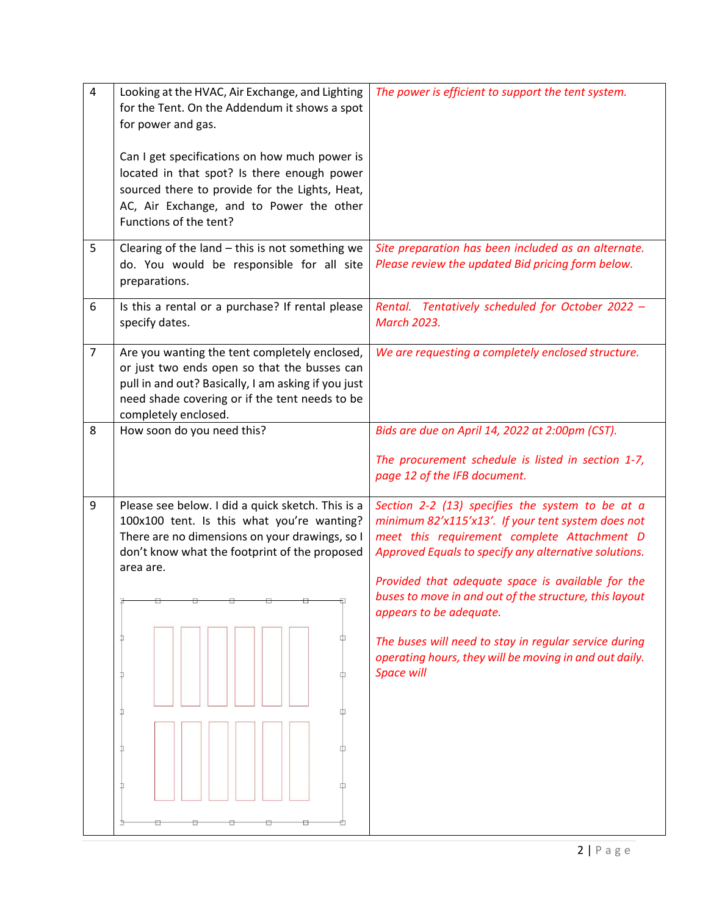| | | |
|---|---|---|
| 4 | Looking at the HVAC, Air Exchange, and Lighting for the Tent. On the Addendum it shows a spot for power and gas.<br><br>Can I get specifications on how much power is located in that spot? Is there enough power sourced there to provide for the Lights, Heat, AC, Air Exchange, and to Power the other Functions of the tent? | *The power is efficient to support the tent system.* |
| 5 | Clearing of the land – this is not something we do. You would be responsible for all site preparations. | *Site preparation has been included as an alternate. Please review the updated Bid pricing form below.* |
| 6 | Is this a rental or a purchase? If rental please specify dates. | *Rental. Tentatively scheduled for October 2022 – March 2023.* |
| 7 | Are you wanting the tent completely enclosed, or just two ends open so that the busses can pull in and out? Basically, I am asking if you just need shade covering or if the tent needs to be completely enclosed. | *We are requesting a completely enclosed structure.* |
| 8 | How soon do you need this? | *Bids are due on April 14, 2022 at 2:00pm (CST).*<br><br>*The procurement schedule is listed in section 1-7, page 12 of the IFB document.* |
| 9 | Please see below. I did a quick sketch. This is a 100x100 tent. Is this what you're wanting? There are no dimensions on your drawings, so I don't know what the footprint of the proposed area are. | *Section 2-2 (13) specifies the system to be at a minimum 82'x115'x13'. If your tent system does not meet this requirement complete Attachment D Approved Equals to specify any alternative solutions.*<br><br>*Provided that adequate space is available for the buses to move in and out of the structure, this layout appears to be adequate.*<br><br>*The buses will need to stay in regular service during operating hours, they will be moving in and out daily. Space will* |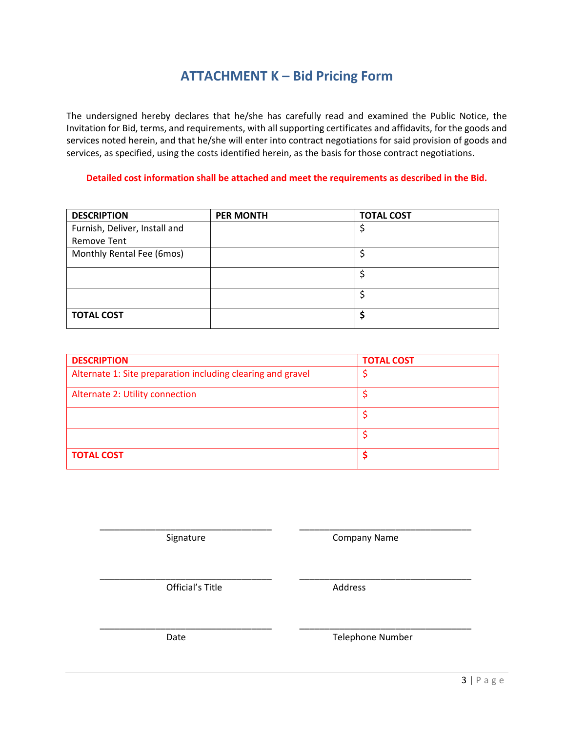# ATTACHMENT K – Bid Pricing Form

The undersigned hereby declares that he/she has carefully read and examined the Public Notice, the Invitation for Bid, terms, and requirements, with all supporting certificates and affidavits, for the goods and services noted herein, and that he/she will enter into contract negotiations for said provision of goods and services, as specified, using the costs identified herein, as the basis for those contract negotiations.

**Detailed cost information shall be attached and meet the requirements as described in the Bid.**

| DESCRIPTION | PER MONTH | TOTAL COST |
|---|---|---|
| Furnish, Deliver, Install and Remove Tent | | $ |
| Monthly Rental Fee (6mos) | | $ |
| | | $ |
| | | $ |
| **TOTAL COST** | | **$** |

| DESCRIPTION | TOTAL COST |
|---|---|
| Alternate 1: Site preparation including clearing and gravel | $ |
| Alternate 2: Utility connection | $ |
| | $ |
| | $ |
| **TOTAL COST** | **$** |

_________________________________ Signature

_________________________________ Company Name

_________________________________ Official's Title

_________________________________ Address

_________________________________ Date

_________________________________ Telephone Number